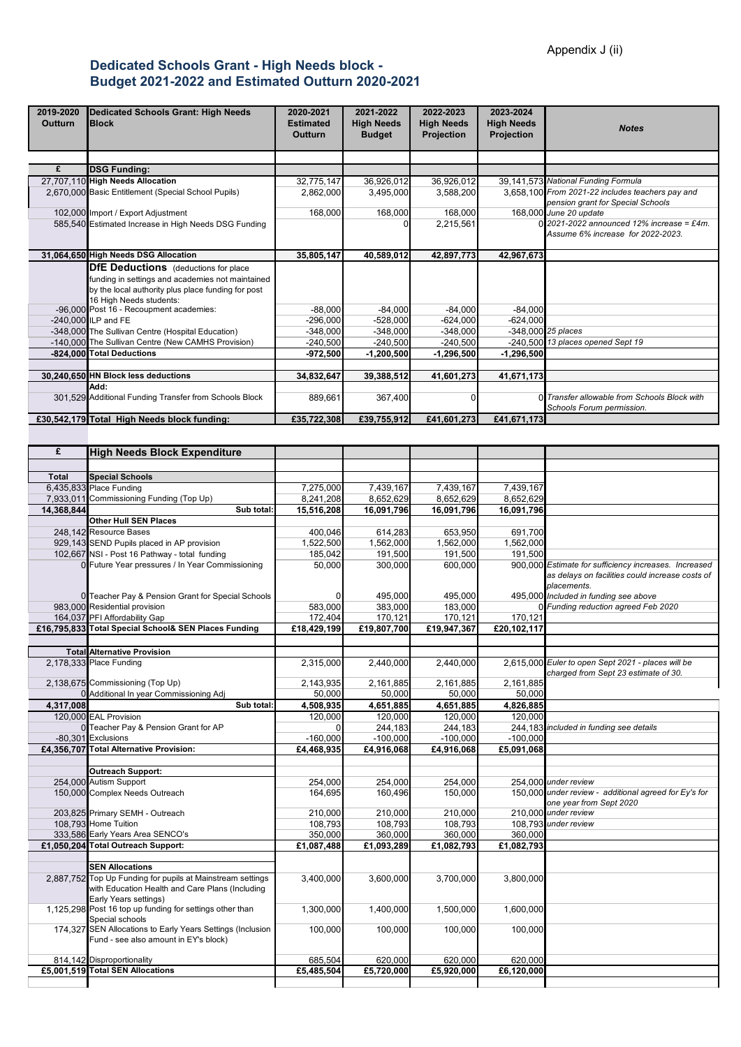Appendix J (ii)

# Dedicated Schools Grant - High Needs block - Budget 2021-2022 and Estimated Outturn 2020-2021

| 2019-2020 Outturn | Dedicated Schools Grant: High Needs Block | 2020-2021 Estimated Outturn | 2021-2022 High Needs Budget | 2022-2023 High Needs Projection | 2023-2024 High Needs Projection | Notes |
|---|---|---|---|---|---|---|
| £ | **DSG Funding:** | | | | | |
| 27,707,110 | **High Needs Allocation** | 32,775,147 | 36,926,012 | 36,926,012 | 39,141,573 | *National Funding Formula* |
| 2,670,000 | Basic Entitlement (Special School Pupils) | 2,862,000 | 3,495,000 | 3,588,200 | 3,658,100 | *From 2021-22 includes teachers pay and pension grant for Special Schools* |
| 102,000 | Import / Export Adjustment | 168,000 | 168,000 | 168,000 | 168,000 | *June 20 update* |
| 585,540 | Estimated Increase in High Needs DSG Funding | | 0 | 2,215,561 | 0 | *2021-2022 announced 12% increase = £4m. Assume 6% increase for 2022-2023.* |
| **31,064,650** | **High Needs DSG Allocation** | **35,805,147** | **40,589,012** | **42,897,773** | **42,967,673** | |
| | **DfE Deductions** (deductions for place funding in settings and academies not maintained by the local authority plus place funding for post 16 High Needs students: | | | | | |
| -96,000 | Post 16 - Recoupment academies: | -88,000 | -84,000 | -84,000 | -84,000 | |
| -240,000 | ILP and FE | -296,000 | -528,000 | -624,000 | -624,000 | |
| -348,000 | The Sullivan Centre (Hospital Education) | -348,000 | -348,000 | -348,000 | -348,000 | *25 places* |
| -140,000 | The Sullivan Centre (New CAMHS Provision) | -240,500 | -240,500 | -240,500 | -240,500 | *13 places opened Sept 19* |
| **-824,000** | **Total Deductions** | **-972,500** | **-1,200,500** | **-1,296,500** | **-1,296,500** | |
| **30,240,650** | **HN Block less deductions** | **34,832,647** | **39,388,512** | **41,601,273** | **41,671,173** | |
| | **Add:** | | | | | |
| 301,529 | Additional Funding Transfer from Schools Block | 889,661 | 367,400 | 0 | 0 | *Transfer allowable from Schools Block with Schools Forum permission.* |
| **£30,542,179** | **Total High Needs block funding:** | **£35,722,308** | **£39,755,912** | **£41,601,273** | **£41,671,173** | |

| £ | **High Needs Block Expenditure** | | | | | |
|---|---|---|---|---|---|---|
| **Total** | **Special Schools** | | | | | |
| 6,435,833 | Place Funding | 7,275,000 | 7,439,167 | 7,439,167 | 7,439,167 | |
| 7,933,011 | Commissioning Funding (Top Up) | 8,241,208 | 8,652,629 | 8,652,629 | 8,652,629 | |
| **14,368,844** | **Sub total:** | **15,516,208** | **16,091,796** | **16,091,796** | **16,091,796** | |
| | **Other Hull SEN Places** | | | | | |
| 248,142 | Resource Bases | 400,046 | 614,283 | 653,950 | 691,700 | |
| 929,143 | SEND Pupils placed in AP provision | 1,522,500 | 1,562,000 | 1,562,000 | 1,562,000 | |
| 102,667 | NSI - Post 16 Pathway - total funding | 185,042 | 191,500 | 191,500 | 191,500 | |
| 0 | Future Year pressures / In Year Commissioning | 50,000 | 300,000 | 600,000 | 900,000 | *Estimate for sufficiency increases. Increased as delays on facilities could increase costs of placements.* |
| 0 | Teacher Pay & Pension Grant for Special Schools | 0 | 495,000 | 495,000 | 495,000 | *Included in funding see above* |
| 983,000 | Residential provision | 583,000 | 383,000 | 183,000 | 0 | *Funding reduction agreed Feb 2020* |
| 164,037 | PFI Affordability Gap | 172,404 | 170,121 | 170,121 | 170,121 | |
| **£16,795,833** | **Total Special School& SEN Places Funding** | **£18,429,199** | **£19,807,700** | **£19,947,367** | **£20,102,117** | |
| **Total** | **Alternative Provision** | | | | | |
| 2,178,333 | Place Funding | 2,315,000 | 2,440,000 | 2,440,000 | 2,615,000 | *Euler to open Sept 2021 - places will be charged from Sept 23 estimate of 30.* |
| 2,138,675 | Commissioning (Top Up) | 2,143,935 | 2,161,885 | 2,161,885 | 2,161,885 | |
| 0 | Additional In year Commissioning Adj | 50,000 | 50,000 | 50,000 | 50,000 | |
| **4,317,008** | **Sub total:** | **4,508,935** | **4,651,885** | **4,651,885** | **4,826,885** | |
| 120,000 | EAL Provision | 120,000 | 120,000 | 120,000 | 120,000 | |
| 0 | Teacher Pay & Pension Grant for AP | 0 | 244,183 | 244,183 | 244,183 | *included in funding see details* |
| -80,301 | Exclusions | -160,000 | -100,000 | -100,000 | -100,000 | |
| **£4,356,707** | **Total Alternative Provision:** | **£4,468,935** | **£4,916,068** | **£4,916,068** | **£5,091,068** | |
| | **Outreach Support:** | | | | | |
| 254,000 | Autism Support | 254,000 | 254,000 | 254,000 | 254,000 | *under review* |
| 150,000 | Complex Needs Outreach | 164,695 | 160,496 | 150,000 | 150,000 | *under review - additional agreed for Ey's for one year from Sept 2020* |
| 203,825 | Primary SEMH - Outreach | 210,000 | 210,000 | 210,000 | 210,000 | *under review* |
| 108,793 | Home Tuition | 108,793 | 108,793 | 108,793 | 108,793 | *under review* |
| 333,586 | Early Years Area SENCO's | 350,000 | 360,000 | 360,000 | 360,000 | |
| **£1,050,204** | **Total Outreach Support:** | **£1,087,488** | **£1,093,289** | **£1,082,793** | **£1,082,793** | |
| | **SEN Allocations** | | | | | |
| 2,887,752 | Top Up Funding for pupils at Mainstream settings with Education Health and Care Plans (Including Early Years settings) | 3,400,000 | 3,600,000 | 3,700,000 | 3,800,000 | |
| 1,125,298 | Post 16 top up funding for settings other than Special schools | 1,300,000 | 1,400,000 | 1,500,000 | 1,600,000 | |
| 174,327 | SEN Allocations to Early Years Settings (Inclusion Fund - see also amount in EY's block) | 100,000 | 100,000 | 100,000 | 100,000 | |
| 814,142 | Disproportionality | 685,504 | 620,000 | 620,000 | 620,000 | |
| **£5,001,519** | **Total SEN Allocations** | **£5,485,504** | **£5,720,000** | **£5,920,000** | **£6,120,000** | |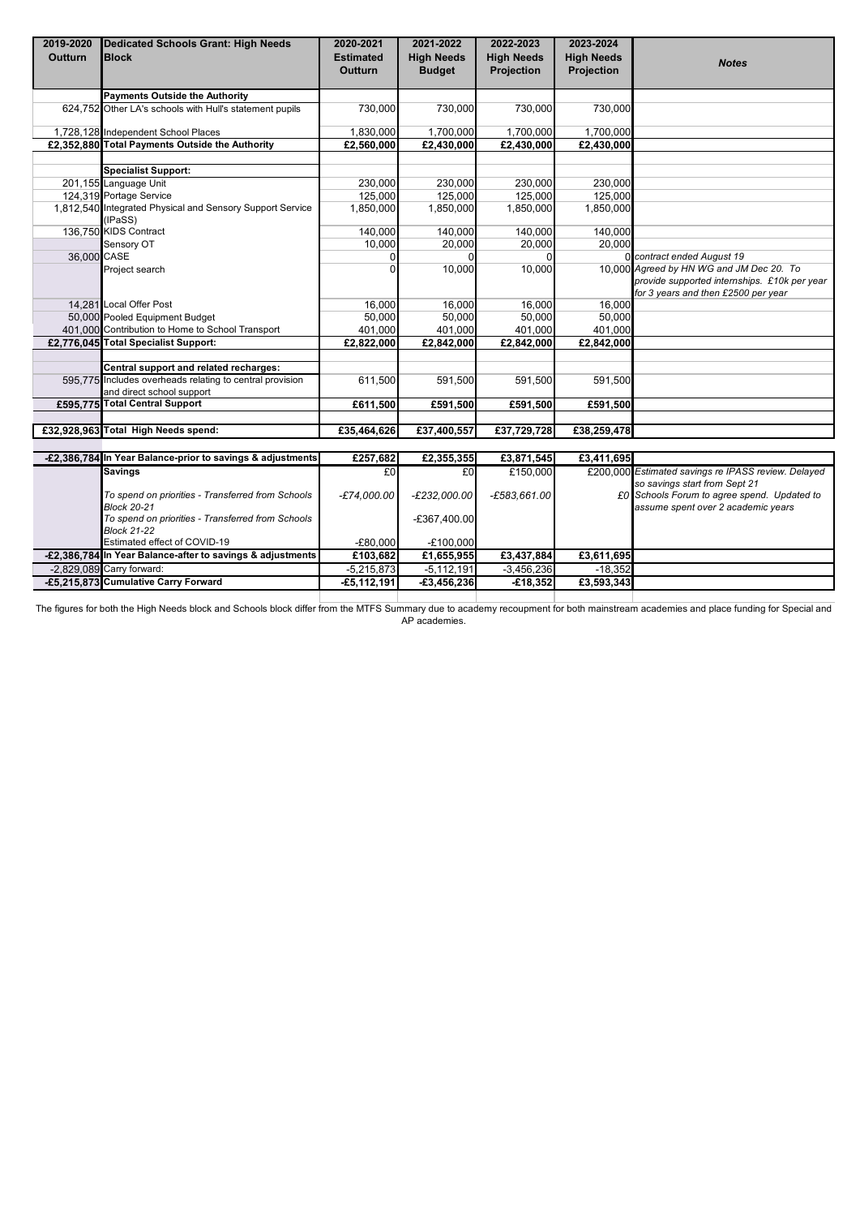| 2019-2020 Outturn | Dedicated Schools Grant: High Needs Block | 2020-2021 Estimated Outturn | 2021-2022 High Needs Budget | 2022-2023 High Needs Projection | 2023-2024 High Needs Projection | Notes |
|---|---|---|---|---|---|---|
| | **Payments Outside the Authority** | | | | | |
| 624,752 | Other LA's schools with Hull's statement pupils | 730,000 | 730,000 | 730,000 | 730,000 | |
| 1,728,128 | Independent School Places | 1,830,000 | 1,700,000 | 1,700,000 | 1,700,000 | |
| **£2,352,880** | **Total Payments Outside the Authority** | **£2,560,000** | **£2,430,000** | **£2,430,000** | **£2,430,000** | |
| | | | | | | |
| | **Specialist Support:** | | | | | |
| 201,155 | Language Unit | 230,000 | 230,000 | 230,000 | 230,000 | |
| 124,319 | Portage Service | 125,000 | 125,000 | 125,000 | 125,000 | |
| 1,812,540 | Integrated Physical and Sensory Support Service (IPaSS) | 1,850,000 | 1,850,000 | 1,850,000 | 1,850,000 | |
| 136,750 | KIDS Contract | 140,000 | 140,000 | 140,000 | 140,000 | |
| | Sensory OT | 10,000 | 20,000 | 20,000 | 20,000 | |
| 36,000 | CASE | 0 | 0 | 0 | 0 | *contract ended August 19* |
| | Project search | 0 | 10,000 | 10,000 | 10,000 | *Agreed by HN WG and JM Dec 20. To provide supported internships. £10k per year for 3 years and then £2500 per year* |
| 14,281 | Local Offer Post | 16,000 | 16,000 | 16,000 | 16,000 | |
| 50,000 | Pooled Equipment Budget | 50,000 | 50,000 | 50,000 | 50,000 | |
| 401,000 | Contribution to Home to School Transport | 401,000 | 401,000 | 401,000 | 401,000 | |
| **£2,776,045** | **Total Specialist Support:** | **£2,822,000** | **£2,842,000** | **£2,842,000** | **£2,842,000** | |
| | | | | | | |
| | **Central support and related recharges:** | | | | | |
| 595,775 | Includes overheads relating to central provision and direct school support | 611,500 | 591,500 | 591,500 | 591,500 | |
| **£595,775** | **Total Central Support** | **£611,500** | **£591,500** | **£591,500** | **£591,500** | |
| | | | | | | |
| **£32,928,963** | **Total High Needs spend:** | **£35,464,626** | **£37,400,557** | **£37,729,728** | **£38,259,478** | |
| | | | | | | |
| **-£2,386,784** | **In Year Balance-prior to savings & adjustments** | **£257,682** | **£2,355,355** | **£3,871,545** | **£3,411,695** | |
| | **Savings** | £0 | £0 | £150,000 | £200,000 | *Estimated savings re IPASS review. Delayed so savings start from Sept 21* |
| | *To spend on priorities - Transferred from Schools Block 20-21* | *-£74,000.00* | *-£232,000.00* | *-£583,661.00* | *£0* | *Schools Forum to agree spend. Updated to assume spent over 2 academic years* |
| | *To spend on priorities - Transferred from Schools Block 21-22* | | -£367,400.00 | | | |
| | Estimated effect of COVID-19 | -£80,000 | -£100,000 | | | |
| **-£2,386,784** | **In Year Balance-after to savings & adjustments** | **£103,682** | **£1,655,955** | **£3,437,884** | **£3,611,695** | |
| -2,829,089 | Carry forward: | -5,215,873 | -5,112,191 | -3,456,236 | -18,352 | |
| **-£5,215,873** | **Cumulative Carry Forward** | **-£5,112,191** | **-£3,456,236** | **-£18,352** | **£3,593,343** | |

The figures for both the High Needs block and Schools block differ from the MTFS Summary due to academy recoupment for both mainstream academies and place funding for Special and AP academies.